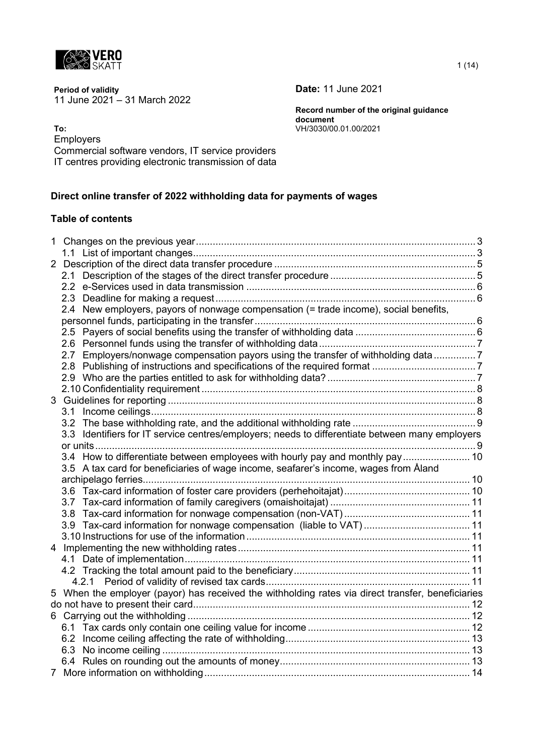**Period of validity**
11 June 2021 – 31 March 2022

**Date:** 11 June 2021

**Record number of the original guidance document**
VH/3030/00.01.00/2021

**To:**
Employers
Commercial software vendors, IT service providers
IT centres providing electronic transmission of data

**Direct online transfer of 2022 withholding data for payments of wages**

**Table of contents**

1 Changes on the previous year ... 3
 1.1 List of important changes ... 3
2 Description of the direct data transfer procedure ... 5
 2.1 Description of the stages of the direct transfer procedure ... 5
 2.2 e-Services used in data transmission ... 6
 2.3 Deadline for making a request ... 6
 2.4 New employers, payors of nonwage compensation (= trade income), social benefits, personnel funds, participating in the transfer ... 6
 2.5 Payers of social benefits using the transfer of withholding data ... 6
 2.6 Personnel funds using the transfer of withholding data ... 7
 2.7 Employers/nonwage compensation payors using the transfer of withholding data ... 7
 2.8 Publishing of instructions and specifications of the required format ... 7
 2.9 Who are the parties entitled to ask for withholding data? ... 7
 2.10 Confidentiality requirement ... 8
3 Guidelines for reporting ... 8
 3.1 Income ceilings ... 8
 3.2 The base withholding rate, and the additional withholding rate ... 9
 3.3 Identifiers for IT service centres/employers; needs to differentiate between many employers or units ... 9
 3.4 How to differentiate between employees with hourly pay and monthly pay ... 10
 3.5 A tax card for beneficiaries of wage income, seafarer's income, wages from Åland archipelago ferries ... 10
 3.6 Tax-card information of foster care providers (perhehoitajat) ... 10
 3.7 Tax-card information of family caregivers (omaishoitajat) ... 11
 3.8 Tax-card information for nonwage compensation (non-VAT) ... 11
 3.9 Tax-card information for nonwage compensation (liable to VAT) ... 11
 3.10 Instructions for use of the information ... 11
4 Implementing the new withholding rates ... 11
 4.1 Date of implementation ... 11
 4.2 Tracking the total amount paid to the beneficiary ... 11
  4.2.1 Period of validity of revised tax cards ... 11
5 When the employer (payor) has received the withholding rates via direct transfer, beneficiaries do not have to present their card ... 12
6 Carrying out the withholding ... 12
 6.1 Tax cards only contain one ceiling value for income ... 12
 6.2 Income ceiling affecting the rate of withholding ... 13
 6.3 No income ceiling ... 13
 6.4 Rules on rounding out the amounts of money ... 13
7 More information on withholding ... 14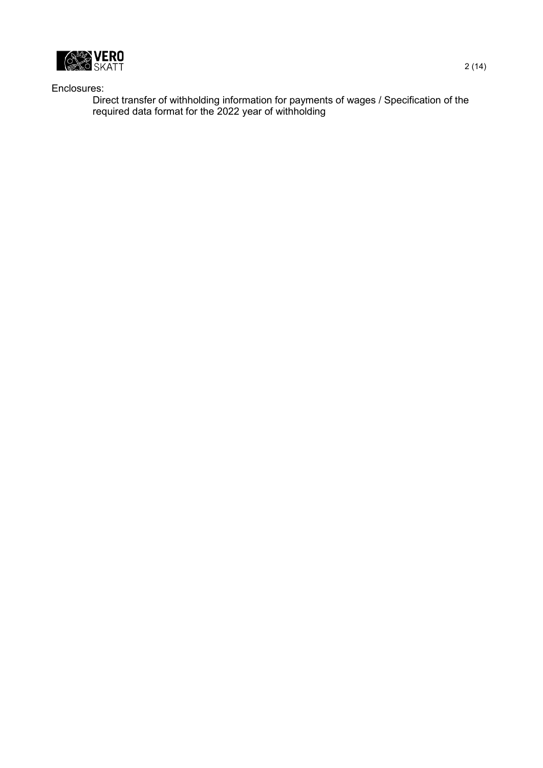Enclosures:

Direct transfer of withholding information for payments of wages / Specification of the required data format for the 2022 year of withholding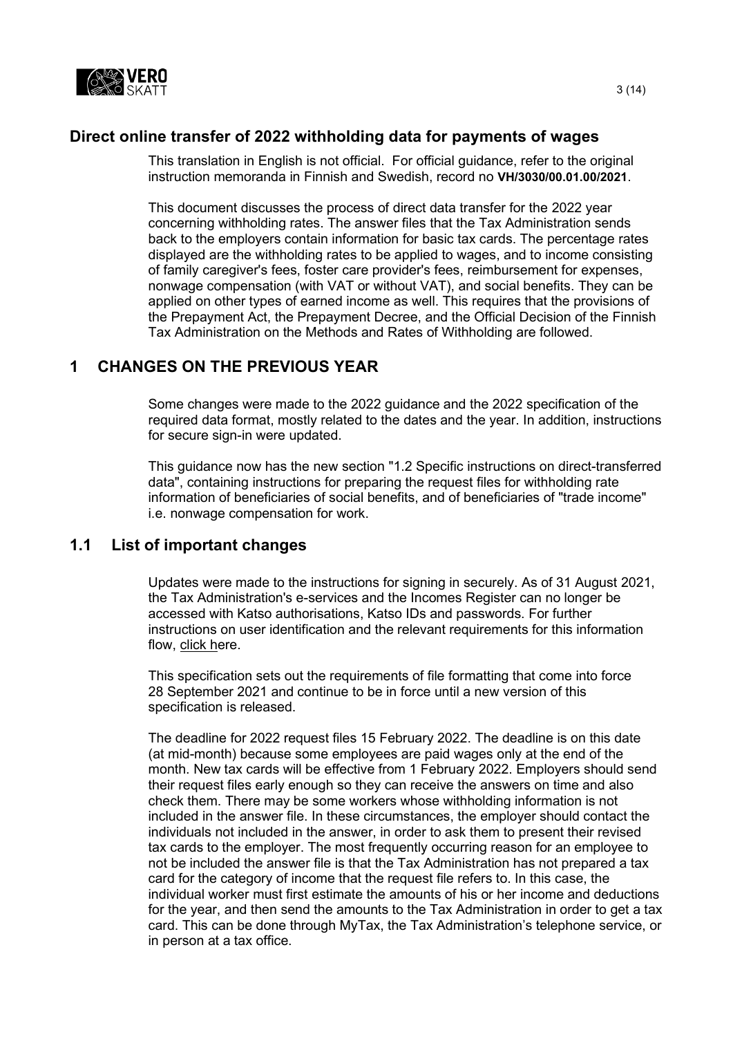## Direct online transfer of 2022 withholding data for payments of wages

This translation in English is not official. For official guidance, refer to the original instruction memoranda in Finnish and Swedish, record no **VH/3030/00.01.00/2021**.

This document discusses the process of direct data transfer for the 2022 year concerning withholding rates. The answer files that the Tax Administration sends back to the employers contain information for basic tax cards. The percentage rates displayed are the withholding rates to be applied to wages, and to income consisting of family caregiver's fees, foster care provider's fees, reimbursement for expenses, nonwage compensation (with VAT or without VAT), and social benefits. They can be applied on other types of earned income as well. This requires that the provisions of the Prepayment Act, the Prepayment Decree, and the Official Decision of the Finnish Tax Administration on the Methods and Rates of Withholding are followed.

# 1 CHANGES ON THE PREVIOUS YEAR

Some changes were made to the 2022 guidance and the 2022 specification of the required data format, mostly related to the dates and the year. In addition, instructions for secure sign-in were updated.

This guidance now has the new section "1.2 Specific instructions on direct-transferred data", containing instructions for preparing the request files for withholding rate information of beneficiaries of social benefits, and of beneficiaries of "trade income" i.e. nonwage compensation for work.

## 1.1 List of important changes

Updates were made to the instructions for signing in securely. As of 31 August 2021, the Tax Administration's e-services and the Incomes Register can no longer be accessed with Katso authorisations, Katso IDs and passwords. For further instructions on user identification and the relevant requirements for this information flow, click here.

This specification sets out the requirements of file formatting that come into force 28 September 2021 and continue to be in force until a new version of this specification is released.

The deadline for 2022 request files 15 February 2022. The deadline is on this date (at mid-month) because some employees are paid wages only at the end of the month. New tax cards will be effective from 1 February 2022. Employers should send their request files early enough so they can receive the answers on time and also check them. There may be some workers whose withholding information is not included in the answer file. In these circumstances, the employer should contact the individuals not included in the answer, in order to ask them to present their revised tax cards to the employer. The most frequently occurring reason for an employee to not be included the answer file is that the Tax Administration has not prepared a tax card for the category of income that the request file refers to. In this case, the individual worker must first estimate the amounts of his or her income and deductions for the year, and then send the amounts to the Tax Administration in order to get a tax card. This can be done through MyTax, the Tax Administration's telephone service, or in person at a tax office.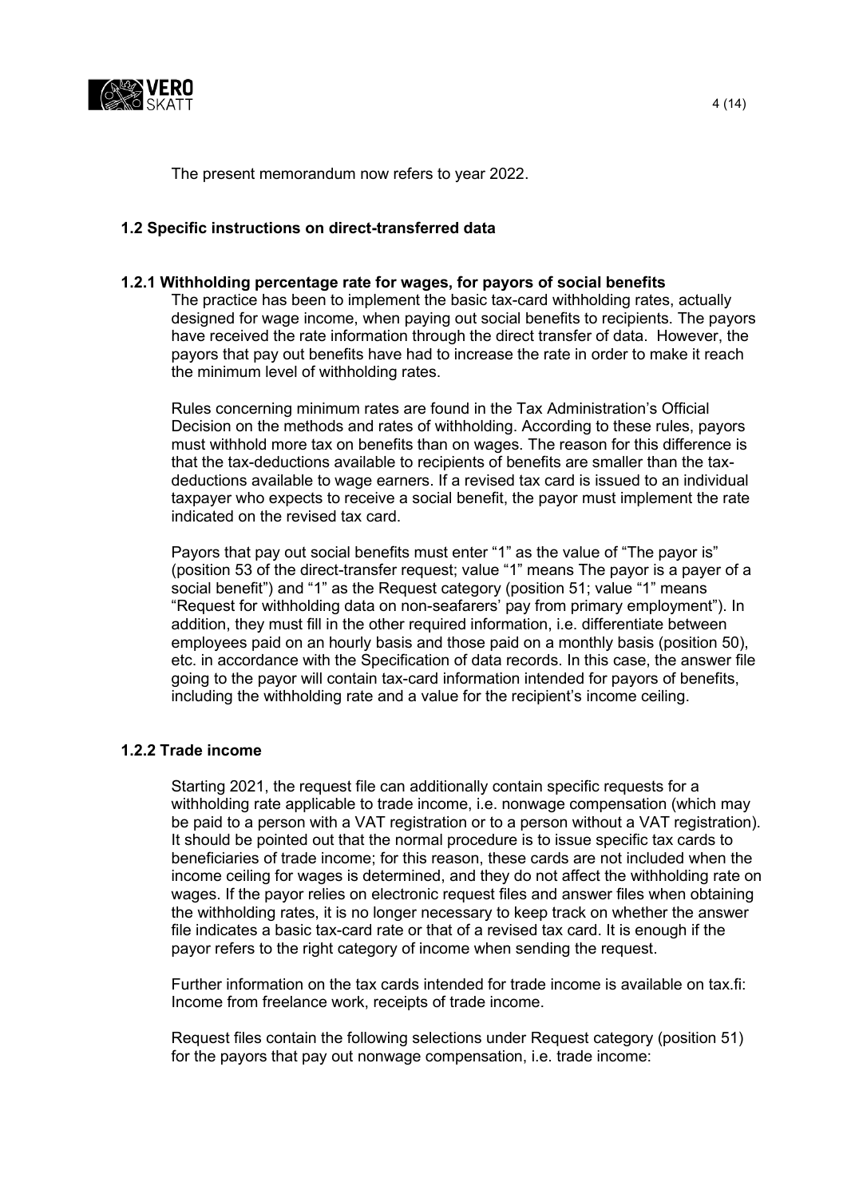The present memorandum now refers to year 2022.

### 1.2 Specific instructions on direct-transferred data

#### 1.2.1 Withholding percentage rate for wages, for payors of social benefits

The practice has been to implement the basic tax-card withholding rates, actually designed for wage income, when paying out social benefits to recipients. The payors have received the rate information through the direct transfer of data. However, the payors that pay out benefits have had to increase the rate in order to make it reach the minimum level of withholding rates.

Rules concerning minimum rates are found in the Tax Administration's Official Decision on the methods and rates of withholding. According to these rules, payors must withhold more tax on benefits than on wages. The reason for this difference is that the tax-deductions available to recipients of benefits are smaller than the tax-deductions available to wage earners. If a revised tax card is issued to an individual taxpayer who expects to receive a social benefit, the payor must implement the rate indicated on the revised tax card.

Payors that pay out social benefits must enter "1" as the value of "The payor is" (position 53 of the direct-transfer request; value "1" means The payor is a payer of a social benefit") and "1" as the Request category (position 51; value "1" means "Request for withholding data on non-seafarers' pay from primary employment"). In addition, they must fill in the other required information, i.e. differentiate between employees paid on an hourly basis and those paid on a monthly basis (position 50), etc. in accordance with the Specification of data records. In this case, the answer file going to the payor will contain tax-card information intended for payors of benefits, including the withholding rate and a value for the recipient's income ceiling.

#### 1.2.2 Trade income

Starting 2021, the request file can additionally contain specific requests for a withholding rate applicable to trade income, i.e. nonwage compensation (which may be paid to a person with a VAT registration or to a person without a VAT registration). It should be pointed out that the normal procedure is to issue specific tax cards to beneficiaries of trade income; for this reason, these cards are not included when the income ceiling for wages is determined, and they do not affect the withholding rate on wages. If the payor relies on electronic request files and answer files when obtaining the withholding rates, it is no longer necessary to keep track on whether the answer file indicates a basic tax-card rate or that of a revised tax card. It is enough if the payor refers to the right category of income when sending the request.

Further information on the tax cards intended for trade income is available on tax.fi: Income from freelance work, receipts of trade income.

Request files contain the following selections under Request category (position 51) for the payors that pay out nonwage compensation, i.e. trade income: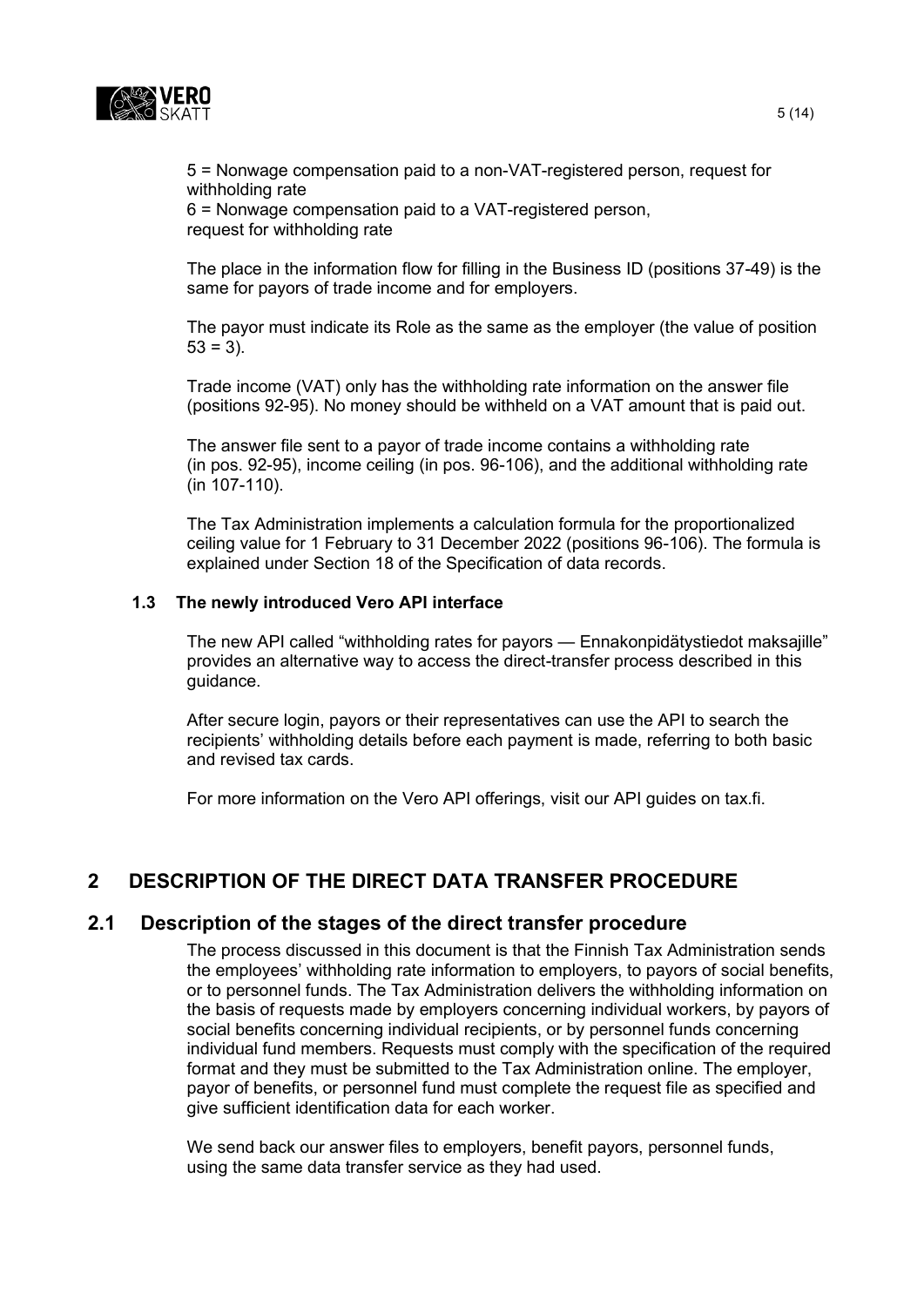5 = Nonwage compensation paid to a non-VAT-registered person, request for withholding rate
6 = Nonwage compensation paid to a VAT-registered person, request for withholding rate

The place in the information flow for filling in the Business ID (positions 37-49) is the same for payors of trade income and for employers.

The payor must indicate its Role as the same as the employer (the value of position 53 = 3).

Trade income (VAT) only has the withholding rate information on the answer file (positions 92-95). No money should be withheld on a VAT amount that is paid out.

The answer file sent to a payor of trade income contains a withholding rate (in pos. 92-95), income ceiling (in pos. 96-106), and the additional withholding rate (in 107-110).

The Tax Administration implements a calculation formula for the proportionalized ceiling value for 1 February to 31 December 2022 (positions 96-106). The formula is explained under Section 18 of the Specification of data records.

### 1.3 The newly introduced Vero API interface

The new API called "withholding rates for payors — Ennakonpidätystiedot maksajille" provides an alternative way to access the direct-transfer process described in this guidance.

After secure login, payors or their representatives can use the API to search the recipients' withholding details before each payment is made, referring to both basic and revised tax cards.

For more information on the Vero API offerings, visit our API guides on tax.fi.

# 2 DESCRIPTION OF THE DIRECT DATA TRANSFER PROCEDURE

## 2.1 Description of the stages of the direct transfer procedure

The process discussed in this document is that the Finnish Tax Administration sends the employees' withholding rate information to employers, to payors of social benefits, or to personnel funds. The Tax Administration delivers the withholding information on the basis of requests made by employers concerning individual workers, by payors of social benefits concerning individual recipients, or by personnel funds concerning individual fund members. Requests must comply with the specification of the required format and they must be submitted to the Tax Administration online. The employer, payor of benefits, or personnel fund must complete the request file as specified and give sufficient identification data for each worker.

We send back our answer files to employers, benefit payors, personnel funds, using the same data transfer service as they had used.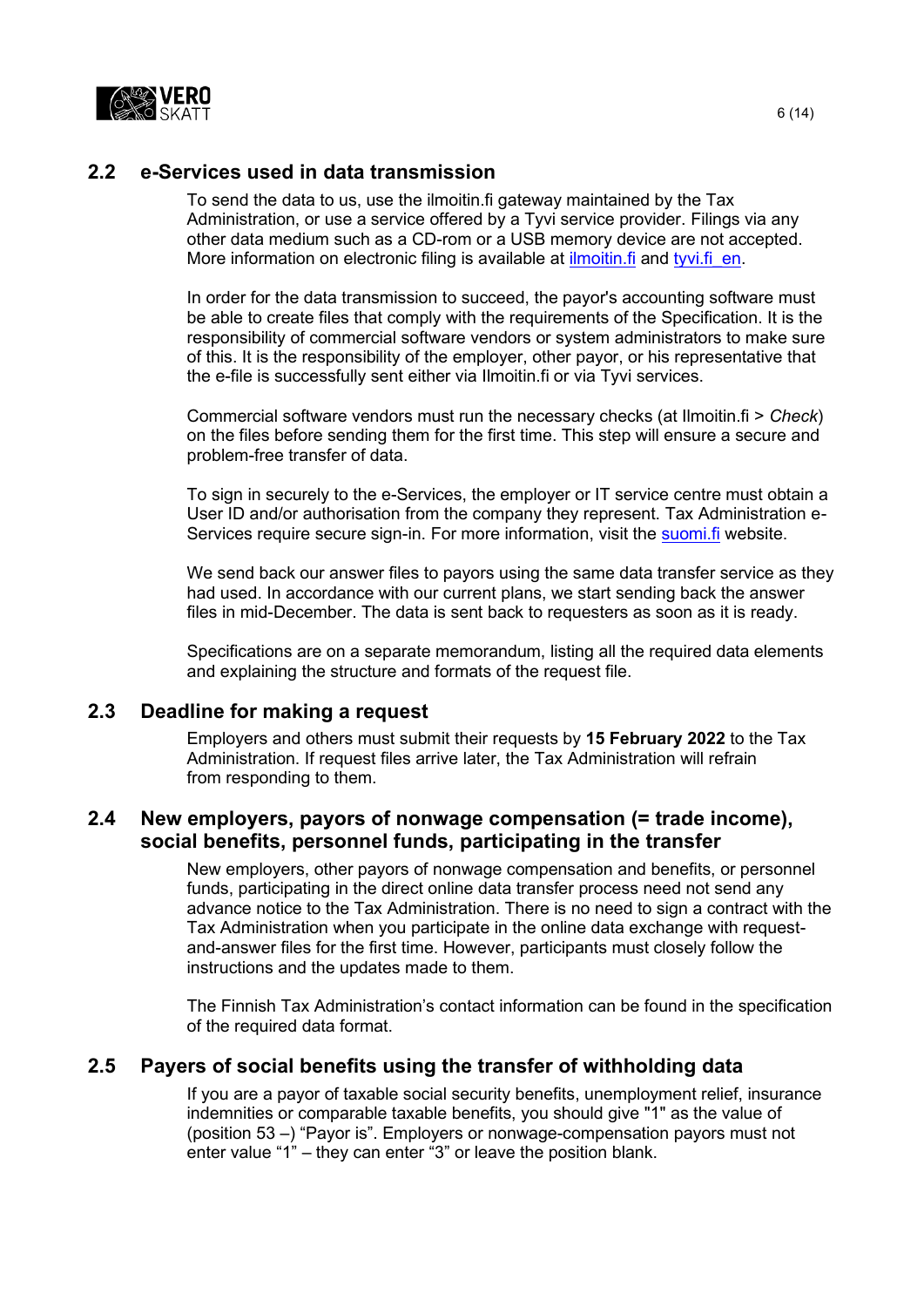## 2.2 e-Services used in data transmission

To send the data to us, use the ilmoitin.fi gateway maintained by the Tax Administration, or use a service offered by a Tyvi service provider. Filings via any other data medium such as a CD-rom or a USB memory device are not accepted. More information on electronic filing is available at ilmoitin.fi and tyvi.fi_en.

In order for the data transmission to succeed, the payor's accounting software must be able to create files that comply with the requirements of the Specification. It is the responsibility of commercial software vendors or system administrators to make sure of this. It is the responsibility of the employer, other payor, or his representative that the e-file is successfully sent either via Ilmoitin.fi or via Tyvi services.

Commercial software vendors must run the necessary checks (at Ilmoitin.fi > *Check*) on the files before sending them for the first time. This step will ensure a secure and problem-free transfer of data.

To sign in securely to the e-Services, the employer or IT service centre must obtain a User ID and/or authorisation from the company they represent. Tax Administration e-Services require secure sign-in. For more information, visit the suomi.fi website.

We send back our answer files to payors using the same data transfer service as they had used. In accordance with our current plans, we start sending back the answer files in mid-December. The data is sent back to requesters as soon as it is ready.

Specifications are on a separate memorandum, listing all the required data elements and explaining the structure and formats of the request file.

## 2.3 Deadline for making a request

Employers and others must submit their requests by **15 February 2022** to the Tax Administration. If request files arrive later, the Tax Administration will refrain from responding to them.

## 2.4 New employers, payors of nonwage compensation (= trade income), social benefits, personnel funds, participating in the transfer

New employers, other payors of nonwage compensation and benefits, or personnel funds, participating in the direct online data transfer process need not send any advance notice to the Tax Administration. There is no need to sign a contract with the Tax Administration when you participate in the online data exchange with request-and-answer files for the first time. However, participants must closely follow the instructions and the updates made to them.

The Finnish Tax Administration's contact information can be found in the specification of the required data format.

## 2.5 Payers of social benefits using the transfer of withholding data

If you are a payor of taxable social security benefits, unemployment relief, insurance indemnities or comparable taxable benefits, you should give "1" as the value of (position 53 –) "Payor is". Employers or nonwage-compensation payors must not enter value "1" – they can enter "3" or leave the position blank.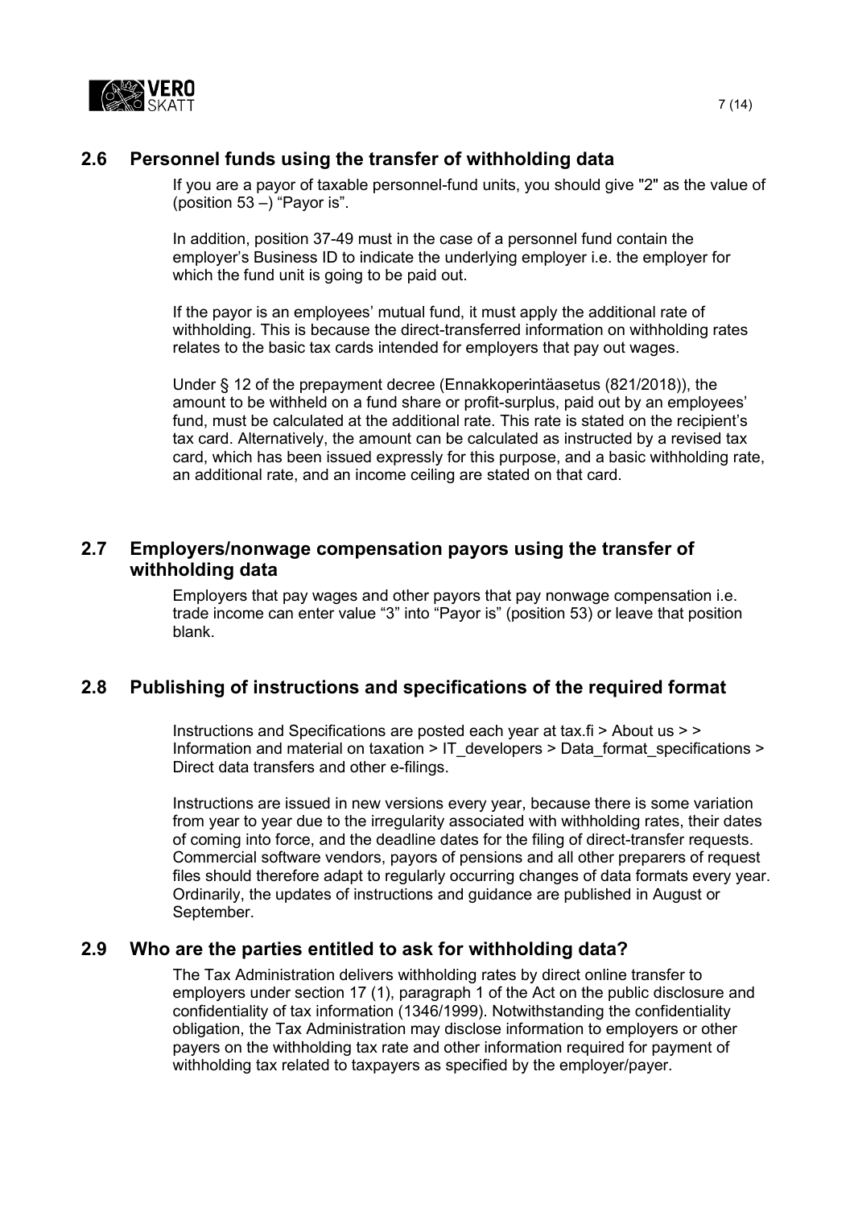## 2.6 Personnel funds using the transfer of withholding data

If you are a payor of taxable personnel-fund units, you should give "2" as the value of (position 53 –) “Payor is”.

In addition, position 37-49 must in the case of a personnel fund contain the employer’s Business ID to indicate the underlying employer i.e. the employer for which the fund unit is going to be paid out.

If the payor is an employees’ mutual fund, it must apply the additional rate of withholding. This is because the direct-transferred information on withholding rates relates to the basic tax cards intended for employers that pay out wages.

Under § 12 of the prepayment decree (Ennakkoperintäasetus (821/2018)), the amount to be withheld on a fund share or profit-surplus, paid out by an employees’ fund, must be calculated at the additional rate. This rate is stated on the recipient’s tax card. Alternatively, the amount can be calculated as instructed by a revised tax card, which has been issued expressly for this purpose, and a basic withholding rate, an additional rate, and an income ceiling are stated on that card.

## 2.7 Employers/nonwage compensation payors using the transfer of withholding data

Employers that pay wages and other payors that pay nonwage compensation i.e. trade income can enter value “3” into “Payor is” (position 53) or leave that position blank.

## 2.8 Publishing of instructions and specifications of the required format

Instructions and Specifications are posted each year at tax.fi > About us > > Information and material on taxation > IT_developers > Data_format_specifications > Direct data transfers and other e-filings.

Instructions are issued in new versions every year, because there is some variation from year to year due to the irregularity associated with withholding rates, their dates of coming into force, and the deadline dates for the filing of direct-transfer requests. Commercial software vendors, payors of pensions and all other preparers of request files should therefore adapt to regularly occurring changes of data formats every year. Ordinarily, the updates of instructions and guidance are published in August or September.

## 2.9 Who are the parties entitled to ask for withholding data?

The Tax Administration delivers withholding rates by direct online transfer to employers under section 17 (1), paragraph 1 of the Act on the public disclosure and confidentiality of tax information (1346/1999). Notwithstanding the confidentiality obligation, the Tax Administration may disclose information to employers or other payers on the withholding tax rate and other information required for payment of withholding tax related to taxpayers as specified by the employer/payer.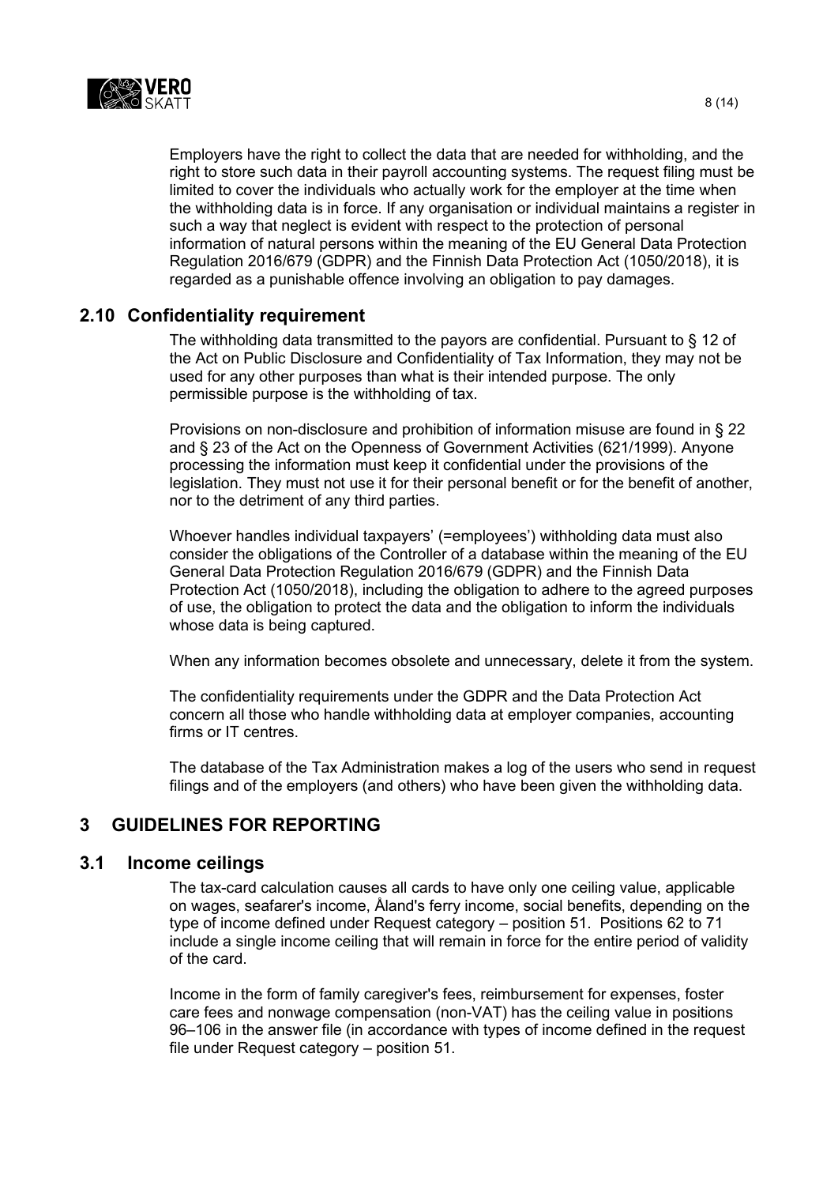Employers have the right to collect the data that are needed for withholding, and the right to store such data in their payroll accounting systems. The request filing must be limited to cover the individuals who actually work for the employer at the time when the withholding data is in force. If any organisation or individual maintains a register in such a way that neglect is evident with respect to the protection of personal information of natural persons within the meaning of the EU General Data Protection Regulation 2016/679 (GDPR) and the Finnish Data Protection Act (1050/2018), it is regarded as a punishable offence involving an obligation to pay damages.

## 2.10 Confidentiality requirement

The withholding data transmitted to the payors are confidential. Pursuant to § 12 of the Act on Public Disclosure and Confidentiality of Tax Information, they may not be used for any other purposes than what is their intended purpose. The only permissible purpose is the withholding of tax.

Provisions on non-disclosure and prohibition of information misuse are found in § 22 and § 23 of the Act on the Openness of Government Activities (621/1999). Anyone processing the information must keep it confidential under the provisions of the legislation. They must not use it for their personal benefit or for the benefit of another, nor to the detriment of any third parties.

Whoever handles individual taxpayers' (=employees') withholding data must also consider the obligations of the Controller of a database within the meaning of the EU General Data Protection Regulation 2016/679 (GDPR) and the Finnish Data Protection Act (1050/2018), including the obligation to adhere to the agreed purposes of use, the obligation to protect the data and the obligation to inform the individuals whose data is being captured.

When any information becomes obsolete and unnecessary, delete it from the system.

The confidentiality requirements under the GDPR and the Data Protection Act concern all those who handle withholding data at employer companies, accounting firms or IT centres.

The database of the Tax Administration makes a log of the users who send in request filings and of the employers (and others) who have been given the withholding data.

# 3 GUIDELINES FOR REPORTING

## 3.1 Income ceilings

The tax-card calculation causes all cards to have only one ceiling value, applicable on wages, seafarer's income, Åland's ferry income, social benefits, depending on the type of income defined under Request category – position 51. Positions 62 to 71 include a single income ceiling that will remain in force for the entire period of validity of the card.

Income in the form of family caregiver's fees, reimbursement for expenses, foster care fees and nonwage compensation (non-VAT) has the ceiling value in positions 96–106 in the answer file (in accordance with types of income defined in the request file under Request category – position 51.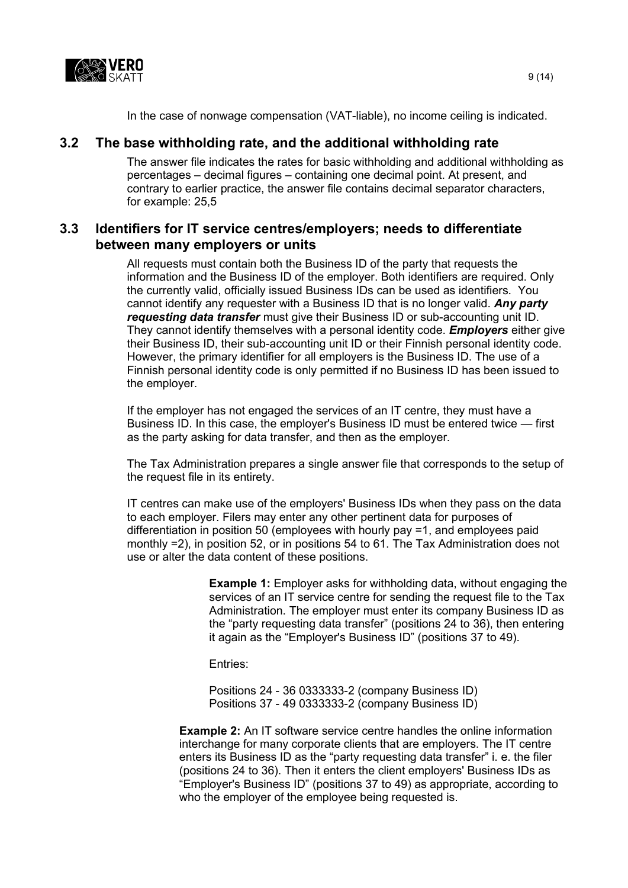In the case of nonwage compensation (VAT-liable), no income ceiling is indicated.

## 3.2 The base withholding rate, and the additional withholding rate

The answer file indicates the rates for basic withholding and additional withholding as percentages – decimal figures – containing one decimal point. At present, and contrary to earlier practice, the answer file contains decimal separator characters, for example: 25,5

## 3.3 Identifiers for IT service centres/employers; needs to differentiate between many employers or units

All requests must contain both the Business ID of the party that requests the information and the Business ID of the employer. Both identifiers are required. Only the currently valid, officially issued Business IDs can be used as identifiers. You cannot identify any requester with a Business ID that is no longer valid. ***Any party requesting data transfer*** must give their Business ID or sub-accounting unit ID. They cannot identify themselves with a personal identity code. ***Employers*** either give their Business ID, their sub-accounting unit ID or their Finnish personal identity code. However, the primary identifier for all employers is the Business ID. The use of a Finnish personal identity code is only permitted if no Business ID has been issued to the employer.

If the employer has not engaged the services of an IT centre, they must have a Business ID. In this case, the employer's Business ID must be entered twice — first as the party asking for data transfer, and then as the employer.

The Tax Administration prepares a single answer file that corresponds to the setup of the request file in its entirety.

IT centres can make use of the employers' Business IDs when they pass on the data to each employer. Filers may enter any other pertinent data for purposes of differentiation in position 50 (employees with hourly pay =1, and employees paid monthly =2), in position 52, or in positions 54 to 61. The Tax Administration does not use or alter the data content of these positions.

**Example 1:** Employer asks for withholding data, without engaging the services of an IT service centre for sending the request file to the Tax Administration. The employer must enter its company Business ID as the "party requesting data transfer" (positions 24 to 36), then entering it again as the "Employer's Business ID" (positions 37 to 49).

Entries:

Positions 24 - 36 0333333-2 (company Business ID)
Positions 37 - 49 0333333-2 (company Business ID)

**Example 2:** An IT software service centre handles the online information interchange for many corporate clients that are employers. The IT centre enters its Business ID as the "party requesting data transfer" i. e. the filer (positions 24 to 36). Then it enters the client employers' Business IDs as "Employer's Business ID" (positions 37 to 49) as appropriate, according to who the employer of the employee being requested is.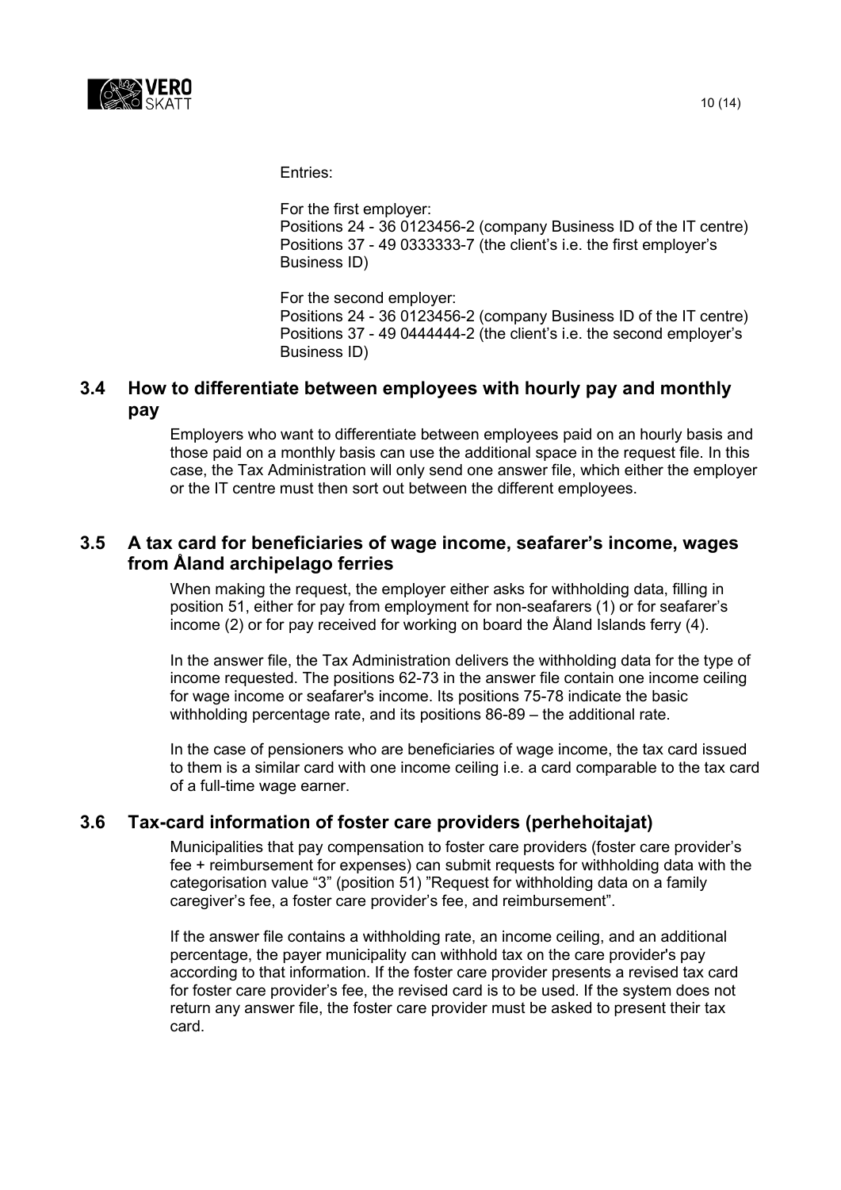Entries:

For the first employer:
Positions 24 - 36 0123456-2 (company Business ID of the IT centre)
Positions 37 - 49 0333333-7 (the client's i.e. the first employer's Business ID)

For the second employer:
Positions 24 - 36 0123456-2 (company Business ID of the IT centre)
Positions 37 - 49 0444444-2 (the client's i.e. the second employer's Business ID)

### 3.4 How to differentiate between employees with hourly pay and monthly pay

Employers who want to differentiate between employees paid on an hourly basis and those paid on a monthly basis can use the additional space in the request file. In this case, the Tax Administration will only send one answer file, which either the employer or the IT centre must then sort out between the different employees.

### 3.5 A tax card for beneficiaries of wage income, seafarer's income, wages from Åland archipelago ferries

When making the request, the employer either asks for withholding data, filling in position 51, either for pay from employment for non-seafarers (1) or for seafarer's income (2) or for pay received for working on board the Åland Islands ferry (4).

In the answer file, the Tax Administration delivers the withholding data for the type of income requested. The positions 62-73 in the answer file contain one income ceiling for wage income or seafarer's income. Its positions 75-78 indicate the basic withholding percentage rate, and its positions 86-89 – the additional rate.

In the case of pensioners who are beneficiaries of wage income, the tax card issued to them is a similar card with one income ceiling i.e. a card comparable to the tax card of a full-time wage earner.

### 3.6 Tax-card information of foster care providers (perhehoitajat)

Municipalities that pay compensation to foster care providers (foster care provider's fee + reimbursement for expenses) can submit requests for withholding data with the categorisation value "3" (position 51) "Request for withholding data on a family caregiver's fee, a foster care provider's fee, and reimbursement".

If the answer file contains a withholding rate, an income ceiling, and an additional percentage, the payer municipality can withhold tax on the care provider's pay according to that information. If the foster care provider presents a revised tax card for foster care provider's fee, the revised card is to be used. If the system does not return any answer file, the foster care provider must be asked to present their tax card.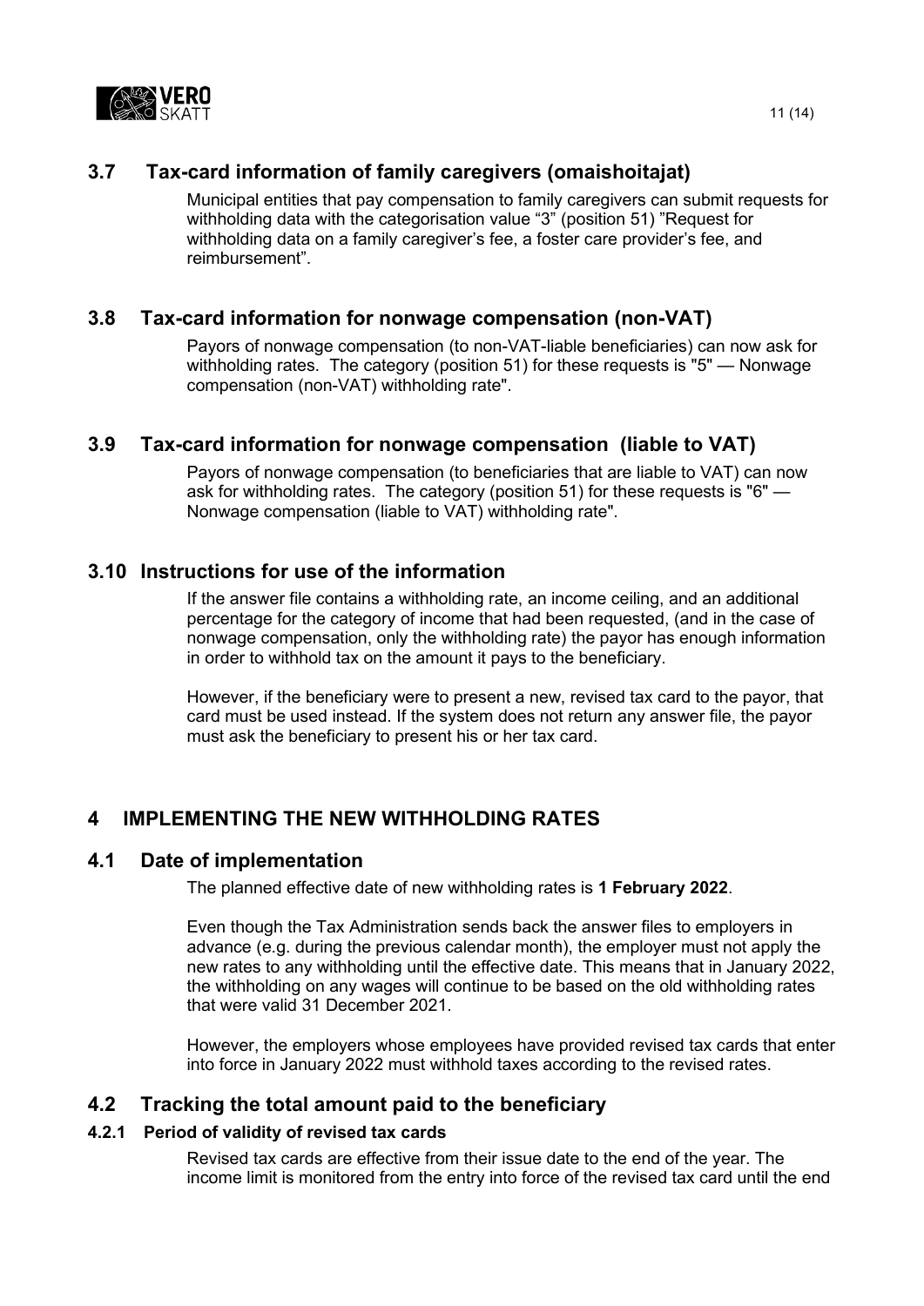## 3.7 Tax-card information of family caregivers (omaishoitajat)

Municipal entities that pay compensation to family caregivers can submit requests for withholding data with the categorisation value "3" (position 51) "Request for withholding data on a family caregiver's fee, a foster care provider's fee, and reimbursement".

## 3.8 Tax-card information for nonwage compensation (non-VAT)

Payors of nonwage compensation (to non-VAT-liable beneficiaries) can now ask for withholding rates. The category (position 51) for these requests is "5" — Nonwage compensation (non-VAT) withholding rate".

## 3.9 Tax-card information for nonwage compensation (liable to VAT)

Payors of nonwage compensation (to beneficiaries that are liable to VAT) can now ask for withholding rates. The category (position 51) for these requests is "6" — Nonwage compensation (liable to VAT) withholding rate".

## 3.10 Instructions for use of the information

If the answer file contains a withholding rate, an income ceiling, and an additional percentage for the category of income that had been requested, (and in the case of nonwage compensation, only the withholding rate) the payor has enough information in order to withhold tax on the amount it pays to the beneficiary.

However, if the beneficiary were to present a new, revised tax card to the payor, that card must be used instead. If the system does not return any answer file, the payor must ask the beneficiary to present his or her tax card.

# 4 IMPLEMENTING THE NEW WITHHOLDING RATES

## 4.1 Date of implementation

The planned effective date of new withholding rates is **1 February 2022**.

Even though the Tax Administration sends back the answer files to employers in advance (e.g. during the previous calendar month), the employer must not apply the new rates to any withholding until the effective date. This means that in January 2022, the withholding on any wages will continue to be based on the old withholding rates that were valid 31 December 2021.

However, the employers whose employees have provided revised tax cards that enter into force in January 2022 must withhold taxes according to the revised rates.

## 4.2 Tracking the total amount paid to the beneficiary

### 4.2.1 Period of validity of revised tax cards

Revised tax cards are effective from their issue date to the end of the year. The income limit is monitored from the entry into force of the revised tax card until the end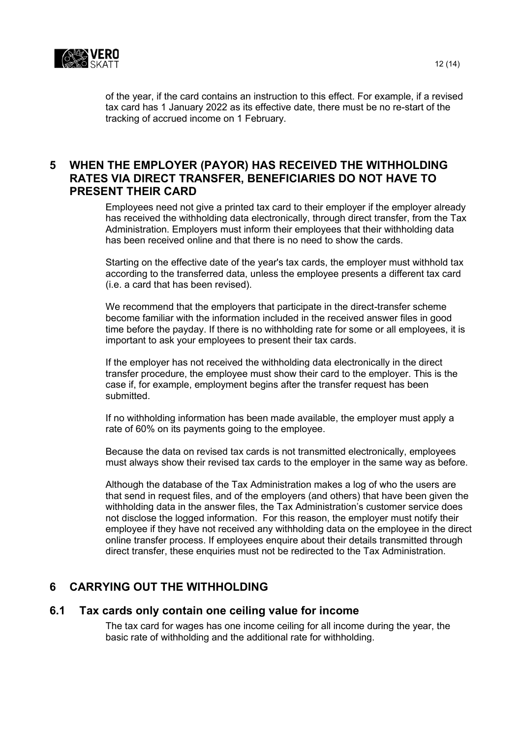of the year, if the card contains an instruction to this effect. For example, if a revised tax card has 1 January 2022 as its effective date, there must be no re-start of the tracking of accrued income on 1 February.

# 5 WHEN THE EMPLOYER (PAYOR) HAS RECEIVED THE WITHHOLDING RATES VIA DIRECT TRANSFER, BENEFICIARIES DO NOT HAVE TO PRESENT THEIR CARD

Employees need not give a printed tax card to their employer if the employer already has received the withholding data electronically, through direct transfer, from the Tax Administration. Employers must inform their employees that their withholding data has been received online and that there is no need to show the cards.

Starting on the effective date of the year's tax cards, the employer must withhold tax according to the transferred data, unless the employee presents a different tax card (i.e. a card that has been revised).

We recommend that the employers that participate in the direct-transfer scheme become familiar with the information included in the received answer files in good time before the payday. If there is no withholding rate for some or all employees, it is important to ask your employees to present their tax cards.

If the employer has not received the withholding data electronically in the direct transfer procedure, the employee must show their card to the employer. This is the case if, for example, employment begins after the transfer request has been submitted.

If no withholding information has been made available, the employer must apply a rate of 60% on its payments going to the employee.

Because the data on revised tax cards is not transmitted electronically, employees must always show their revised tax cards to the employer in the same way as before.

Although the database of the Tax Administration makes a log of who the users are that send in request files, and of the employers (and others) that have been given the withholding data in the answer files, the Tax Administration's customer service does not disclose the logged information. For this reason, the employer must notify their employee if they have not received any withholding data on the employee in the direct online transfer process. If employees enquire about their details transmitted through direct transfer, these enquiries must not be redirected to the Tax Administration.

# 6 CARRYING OUT THE WITHHOLDING

## 6.1 Tax cards only contain one ceiling value for income

The tax card for wages has one income ceiling for all income during the year, the basic rate of withholding and the additional rate for withholding.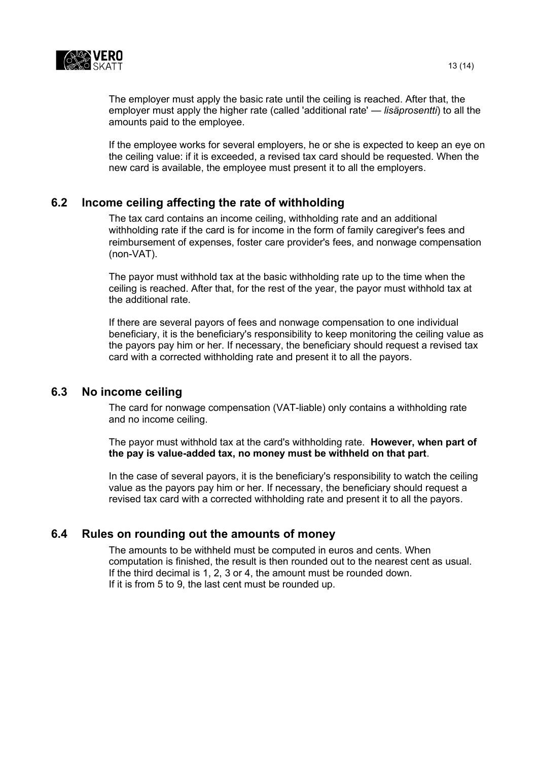The employer must apply the basic rate until the ceiling is reached. After that, the employer must apply the higher rate (called 'additional rate' — *lisäprosentti*) to all the amounts paid to the employee.

If the employee works for several employers, he or she is expected to keep an eye on the ceiling value: if it is exceeded, a revised tax card should be requested. When the new card is available, the employee must present it to all the employers.

## 6.2 Income ceiling affecting the rate of withholding

The tax card contains an income ceiling, withholding rate and an additional withholding rate if the card is for income in the form of family caregiver's fees and reimbursement of expenses, foster care provider's fees, and nonwage compensation (non-VAT).

The payor must withhold tax at the basic withholding rate up to the time when the ceiling is reached. After that, for the rest of the year, the payor must withhold tax at the additional rate.

If there are several payors of fees and nonwage compensation to one individual beneficiary, it is the beneficiary's responsibility to keep monitoring the ceiling value as the payors pay him or her. If necessary, the beneficiary should request a revised tax card with a corrected withholding rate and present it to all the payors.

## 6.3 No income ceiling

The card for nonwage compensation (VAT-liable) only contains a withholding rate and no income ceiling.

The payor must withhold tax at the card's withholding rate. **However, when part of the pay is value-added tax, no money must be withheld on that part**.

In the case of several payors, it is the beneficiary's responsibility to watch the ceiling value as the payors pay him or her. If necessary, the beneficiary should request a revised tax card with a corrected withholding rate and present it to all the payors.

## 6.4 Rules on rounding out the amounts of money

The amounts to be withheld must be computed in euros and cents. When computation is finished, the result is then rounded out to the nearest cent as usual. If the third decimal is 1, 2, 3 or 4, the amount must be rounded down. If it is from 5 to 9, the last cent must be rounded up.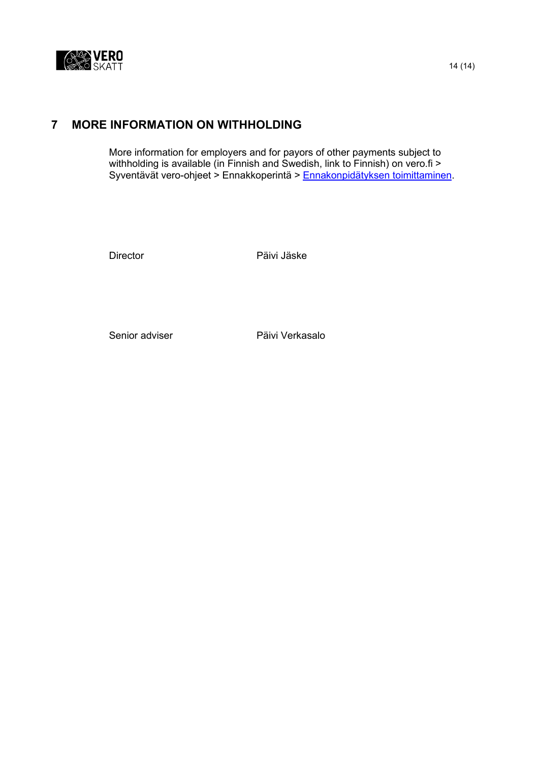## 7 MORE INFORMATION ON WITHHOLDING

More information for employers and for payors of other payments subject to withholding is available (in Finnish and Swedish, link to Finnish) on vero.fi > Syventävät vero-ohjeet > Ennakkoperintä > Ennakonpidätyksen toimittaminen.

Director Päivi Jäske

Senior adviser Päivi Verkasalo